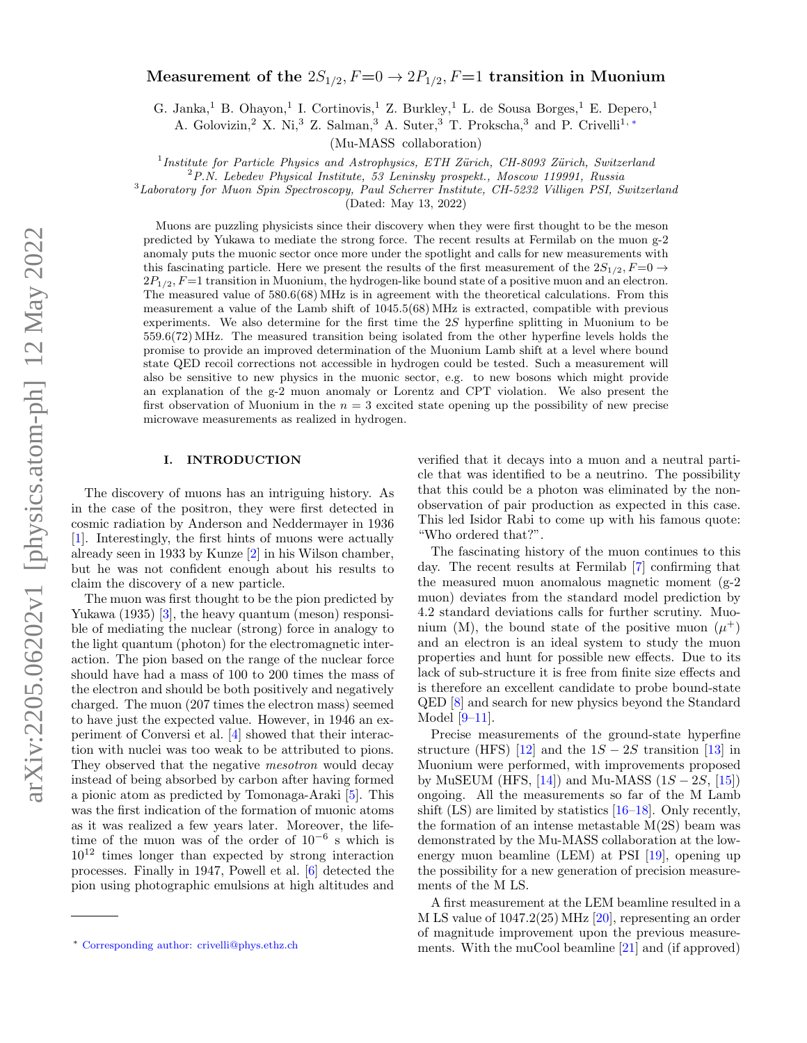# Measurement of the $2S_{1/2}, F{=}0 \rightarrow 2P_{1/2}, F{=}1$ transition in Muonium

G. Janka,[1] B. Ohayon,[1] I. Cortinovis,[1] Z. Burkley,[1] L. de Sousa Borges,[1] E. Depero,[1] A. Golovizin,[2] X. Ni,[3] Z. Salman,[3] A. Suter,[3] T. Prokscha,[3] and P. Crivelli[1, *]

(Mu-MASS collaboration)

[1] *Institute for Particle Physics and Astrophysics, ETH Zürich, CH-8093 Zürich, Switzerland*
[2] *P.N. Lebedev Physical Institute, 53 Leninsky prospekt., Moscow 119991, Russia*
[3] *Laboratory for Muon Spin Spectroscopy, Paul Scherrer Institute, CH-5232 Villigen PSI, Switzerland*

(Dated: May 13, 2022)

Muons are puzzling physicists since their discovery when they were first thought to be the meson predicted by Yukawa to mediate the strong force. The recent results at Fermilab on the muon g-2 anomaly puts the muonic sector once more under the spotlight and calls for new measurements with this fascinating particle. Here we present the results of the first measurement of the $2S_{1/2}, F{=}0 \rightarrow 2P_{1/2}, F{=}1$ transition in Muonium, the hydrogen-like bound state of a positive muon and an electron. The measured value of 580.6(68) MHz is in agreement with the theoretical calculations. From this measurement a value of the Lamb shift of 1045.5(68) MHz is extracted, compatible with previous experiments. We also determine for the first time the $2S$ hyperfine splitting in Muonium to be 559.6(72) MHz. The measured transition being isolated from the other hyperfine levels holds the promise to provide an improved determination of the Muonium Lamb shift at a level where bound state QED recoil corrections not accessible in hydrogen could be tested. Such a measurement will also be sensitive to new physics in the muonic sector, e.g. to new bosons which might provide an explanation of the g-2 muon anomaly or Lorentz and CPT violation. We also present the first observation of Muonium in the $n = 3$ excited state opening up the possibility of new precise microwave measurements as realized in hydrogen.

## I. INTRODUCTION

The discovery of muons has an intriguing history. As in the case of the positron, they were first detected in cosmic radiation by Anderson and Neddermayer in 1936 [1]. Interestingly, the first hints of muons were actually already seen in 1933 by Kunze [2] in his Wilson chamber, but he was not confident enough about his results to claim the discovery of a new particle.

The muon was first thought to be the pion predicted by Yukawa (1935) [3], the heavy quantum (meson) responsible of mediating the nuclear (strong) force in analogy to the light quantum (photon) for the electromagnetic interaction. The pion based on the range of the nuclear force should have had a mass of 100 to 200 times the mass of the electron and should be both positively and negatively charged. The muon (207 times the electron mass) seemed to have just the expected value. However, in 1946 an experiment of Conversi et al. [4] showed that their interaction with nuclei was too weak to be attributed to pions. They observed that the negative *mesotron* would decay instead of being absorbed by carbon after having formed a pionic atom as predicted by Tomonaga-Araki [5]. This was the first indication of the formation of muonic atoms as it was realized a few years later. Moreover, the lifetime of the muon was of the order of $10^{-6}$ s which is $10^{12}$ times longer than expected by strong interaction processes. Finally in 1947, Powell et al. [6] detected the pion using photographic emulsions at high altitudes and verified that it decays into a muon and a neutral particle that was identified to be a neutrino. The possibility that this could be a photon was eliminated by the non-observation of pair production as expected in this case. This led Isidor Rabi to come up with his famous quote: "Who ordered that?".

The fascinating history of the muon continues to this day. The recent results at Fermilab [7] confirming that the measured muon anomalous magnetic moment (g-2 muon) deviates from the standard model prediction by 4.2 standard deviations calls for further scrutiny. Muonium (M), the bound state of the positive muon ($\mu^+$) and an electron is an ideal system to study the muon properties and hunt for possible new effects. Due to its lack of sub-structure it is free from finite size effects and is therefore an excellent candidate to probe bound-state QED [8] and search for new physics beyond the Standard Model [9–11].

Precise measurements of the ground-state hyperfine structure (HFS) [12] and the $1S-2S$ transition [13] in Muonium were performed, with improvements proposed by MuSEUM (HFS, [14]) and Mu-MASS ($1S-2S$, [15]) ongoing. All the measurements so far of the M Lamb shift (LS) are limited by statistics [16–18]. Only recently, the formation of an intense metastable M(2S) beam was demonstrated by the Mu-MASS collaboration at the low-energy muon beamline (LEM) at PSI [19], opening up the possibility for a new generation of precision measurements of the M LS.

A first measurement at the LEM beamline resulted in a M LS value of 1047.2(25) MHz [20], representing an order of magnitude improvement upon the previous measurements. With the muCool beamline [21] and (if approved)

* Corresponding author: crivelli@phys.ethz.ch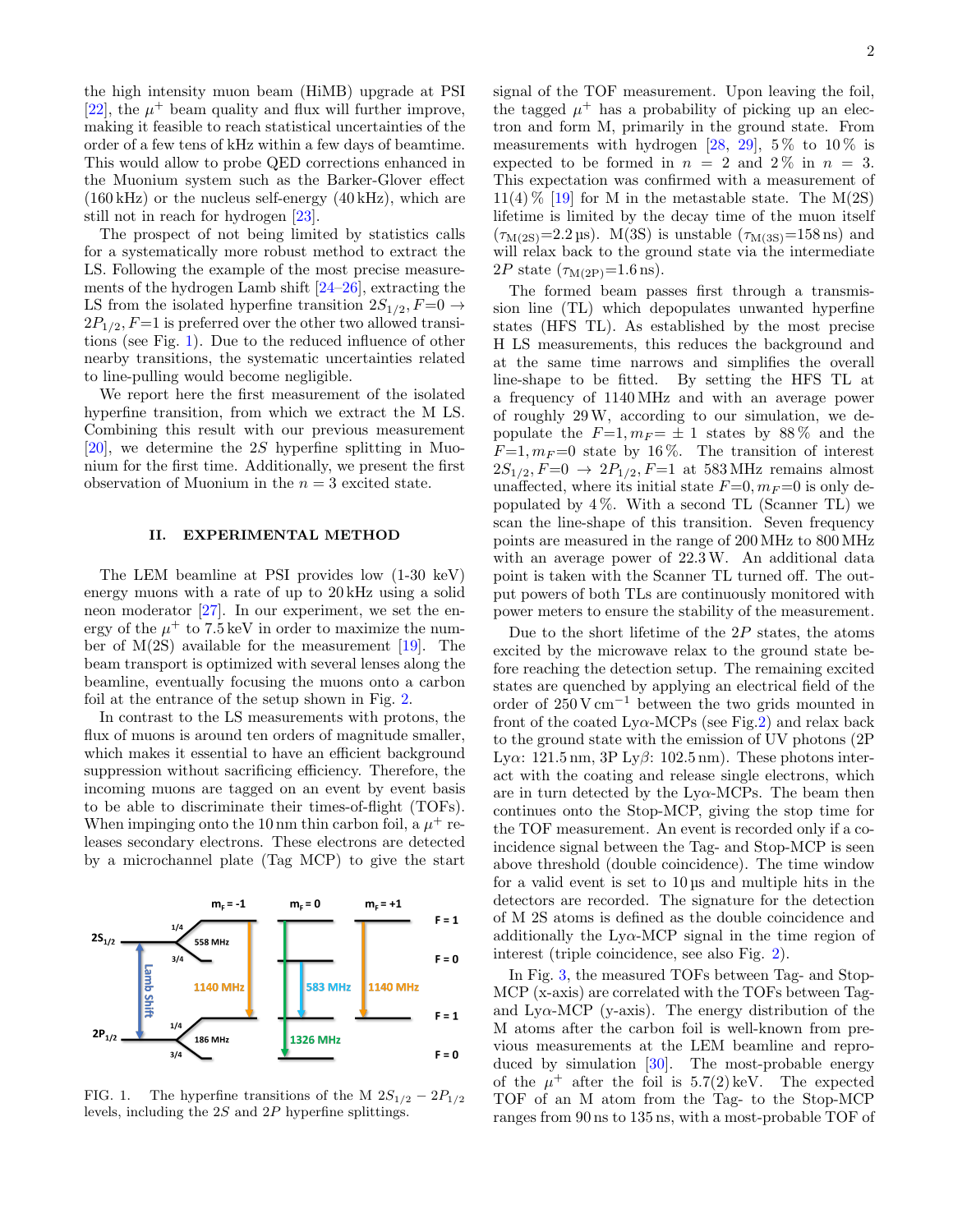the high intensity muon beam (HiMB) upgrade at PSI [22], the $\mu^+$ beam quality and flux will further improve, making it feasible to reach statistical uncertainties of the order of a few tens of kHz within a few days of beamtime. This would allow to probe QED corrections enhanced in the Muonium system such as the Barker-Glover effect (160 kHz) or the nucleus self-energy (40 kHz), which are still not in reach for hydrogen [23].

The prospect of not being limited by statistics calls for a systematically more robust method to extract the LS. Following the example of the most precise measurements of the hydrogen Lamb shift [24–26], extracting the LS from the isolated hyperfine transition $2S_{1/2}, F{=}0 \rightarrow 2P_{1/2}, F{=}1$ is preferred over the other two allowed transitions (see Fig. 1). Due to the reduced influence of other nearby transitions, the systematic uncertainties related to line-pulling would become negligible.

We report here the first measurement of the isolated hyperfine transition, from which we extract the M LS. Combining this result with our previous measurement [20], we determine the $2S$ hyperfine splitting in Muonium for the first time. Additionally, we present the first observation of Muonium in the $n = 3$ excited state.

FIG. 1. The hyperfine transitions of the M $2S_{1/2} - 2P_{1/2}$ levels, including the $2S$ and $2P$ hyperfine splittings.

## II. EXPERIMENTAL METHOD

The LEM beamline at PSI provides low (1-30 keV) energy muons with a rate of up to 20 kHz using a solid neon moderator [27]. In our experiment, we set the energy of the $\mu^+$ to 7.5 keV in order to maximize the number of M(2S) available for the measurement [19]. The beam transport is optimized with several lenses along the beamline, eventually focusing the muons onto a carbon foil at the entrance of the setup shown in Fig. 2.

In contrast to the LS measurements with protons, the flux of muons is around ten orders of magnitude smaller, which makes it essential to have an efficient background suppression without sacrificing efficiency. Therefore, the incoming muons are tagged on an event by event basis to be able to discriminate their times-of-flight (TOFs). When impinging onto the 10 nm thin carbon foil, a $\mu^+$ releases secondary electrons. These electrons are detected by a microchannel plate (Tag MCP) to give the start signal of the TOF measurement. Upon leaving the foil, the tagged $\mu^+$ has a probability of picking up an electron and form M, primarily in the ground state. From measurements with hydrogen [28, 29], 5 % to 10 % is expected to be formed in $n = 2$ and 2 % in $n = 3$. This expectation was confirmed with a measurement of 11(4) % [19] for M in the metastable state. The M(2S) lifetime is limited by the decay time of the muon itself ($\tau_{M(2S)}$=2.2 µs). M(3S) is unstable ($\tau_{M(3S)}$=158 ns) and will relax back to the ground state via the intermediate $2P$ state ($\tau_{M(2P)}$=1.6 ns).

The formed beam passes first through a transmission line (TL) which depopulates unwanted hyperfine states (HFS TL). As established by the most precise H LS measurements, this reduces the background and at the same time narrows and simplifies the overall line-shape to be fitted. By setting the HFS TL at a frequency of 1140 MHz and with an average power of roughly 29 W, according to our simulation, we depopulate the $F{=}1, m_F{=}\pm 1$ states by 88 % and the $F{=}1, m_F{=}0$ state by 16 %. The transition of interest $2S_{1/2}, F{=}0 \rightarrow 2P_{1/2}, F{=}1$ at 583 MHz remains almost unaffected, where its initial state $F{=}0, m_F{=}0$ is only depopulated by 4 %. With a second TL (Scanner TL) we scan the line-shape of this transition. Seven frequency points are measured in the range of 200 MHz to 800 MHz with an average power of 22.3 W. An additional data point is taken with the Scanner TL turned off. The output powers of both TLs are continuously monitored with power meters to ensure the stability of the measurement.

Due to the short lifetime of the $2P$ states, the atoms excited by the microwave relax to the ground state before reaching the detection setup. The remaining excited states are quenched by applying an electrical field of the order of 250 V cm$^{-1}$ between the two grids mounted in front of the coated Lyα-MCPs (see Fig.2) and relax back to the ground state with the emission of UV photons (2P Lyα: 121.5 nm, 3P Lyβ: 102.5 nm). These photons interact with the coating and release single electrons, which are in turn detected by the Lyα-MCPs. The beam then continues onto the Stop-MCP, giving the stop time for the TOF measurement. An event is recorded only if a coincidence signal between the Tag- and Stop-MCP is seen above threshold (double coincidence). The time window for a valid event is set to 10 µs and multiple hits in the detectors are recorded. The signature for the detection of M 2S atoms is defined as the double coincidence and additionally the Lyα-MCP signal in the time region of interest (triple coincidence, see also Fig. 2).

In Fig. 3, the measured TOFs between Tag- and Stop-MCP (x-axis) are correlated with the TOFs between Tag- and Lyα-MCP (y-axis). The energy distribution of the M atoms after the carbon foil is well-known from previous measurements at the LEM beamline and reproduced by simulation [30]. The most-probable energy of the $\mu^+$ after the foil is 5.7(2) keV. The expected TOF of an M atom from the Tag- to the Stop-MCP ranges from 90 ns to 135 ns, with a most-probable TOF of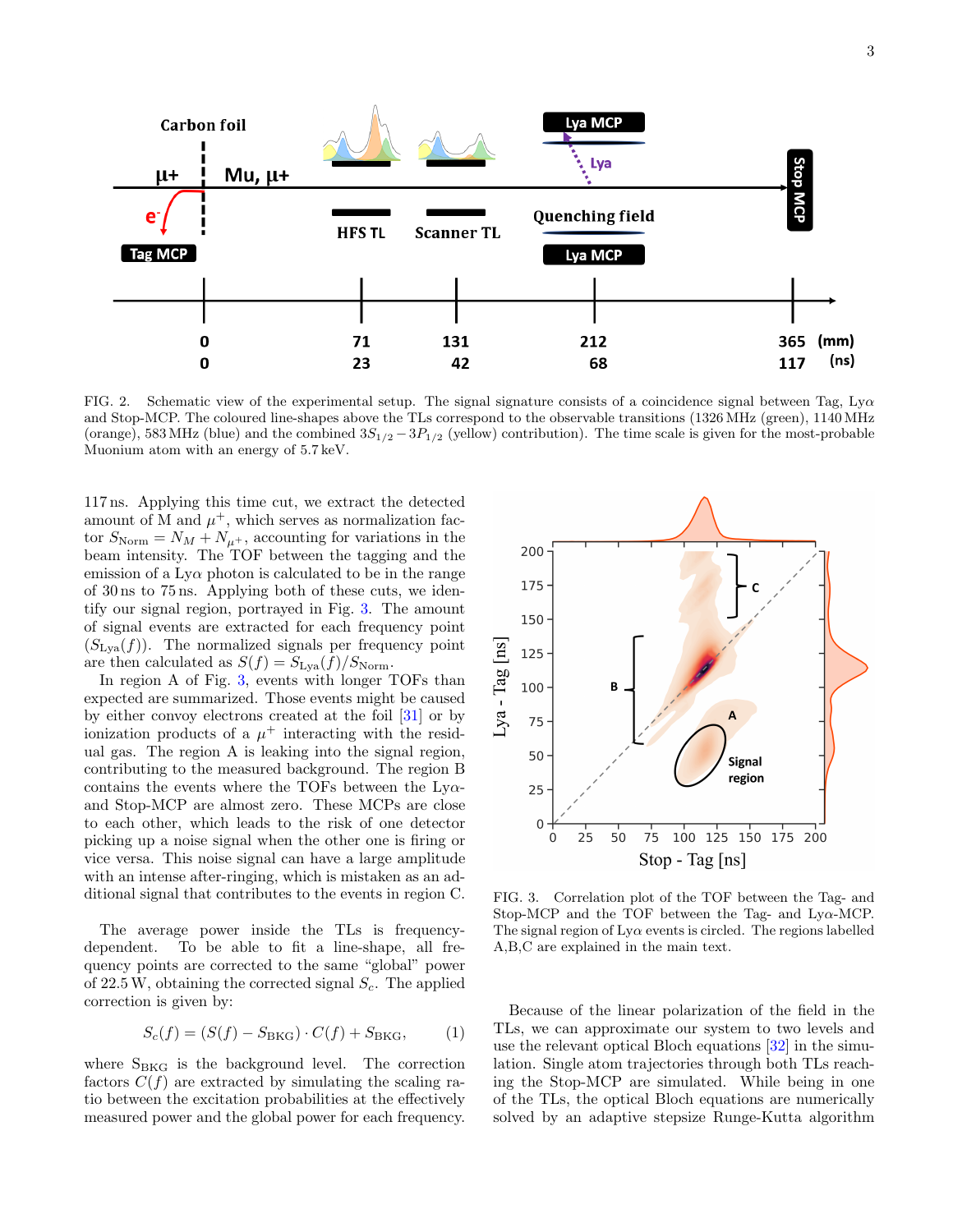FIG. 2. Schematic view of the experimental setup. The signal signature consists of a coincidence signal between Tag, Ly$\alpha$ and Stop-MCP. The coloured line-shapes above the TLs correspond to the observable transitions (1326 MHz (green), 1140 MHz (orange), 583 MHz (blue) and the combined $3S_{1/2} - 3P_{1/2}$ (yellow) contribution). The time scale is given for the most-probable Muonium atom with an energy of 5.7 keV.

117 ns. Applying this time cut, we extract the detected amount of M and $\mu^+$, which serves as normalization factor $S_{\text{Norm}} = N_M + N_{\mu^+}$, accounting for variations in the beam intensity. The TOF between the tagging and the emission of a Ly$\alpha$ photon is calculated to be in the range of 30 ns to 75 ns. Applying both of these cuts, we identify our signal region, portrayed in Fig. 3. The amount of signal events are extracted for each frequency point ($S_{\text{Ly}\alpha}(f)$). The normalized signals per frequency point are then calculated as $S(f) = S_{\text{Ly}\alpha}(f)/S_{\text{Norm}}$.

In region A of Fig. 3, events with longer TOFs than expected are summarized. Those events might be caused by either convoy electrons created at the foil [31] or by ionization products of a $\mu^+$ interacting with the residual gas. The region A is leaking into the signal region, contributing to the measured background. The region B contains the events where the TOFs between the Ly$\alpha$- and Stop-MCP are almost zero. These MCPs are close to each other, which leads to the risk of one detector picking up a noise signal when the other one is firing or vice versa. This noise signal can have a large amplitude with an intense after-ringing, which is mistaken as an additional signal that contributes to the events in region C.

The average power inside the TLs is frequency-dependent. To be able to fit a line-shape, all frequency points are corrected to the same "global" power of 22.5 W, obtaining the corrected signal $S_c$. The applied correction is given by:

$$S_c(f) = (S(f) - S_{\text{BKG}}) \cdot C(f) + S_{\text{BKG}}, \qquad (1)$$

where $S_{\text{BKG}}$ is the background level. The correction factors $C(f)$ are extracted by simulating the scaling ratio between the excitation probabilities at the effectively measured power and the global power for each frequency.

FIG. 3. Correlation plot of the TOF between the Tag- and Stop-MCP and the TOF between the Tag- and Ly$\alpha$-MCP. The signal region of Ly$\alpha$ events is circled. The regions labelled A,B,C are explained in the main text.

Because of the linear polarization of the field in the TLs, we can approximate our system to two levels and use the relevant optical Bloch equations [32] in the simulation. Single atom trajectories through both TLs reaching the Stop-MCP are simulated. While being in one of the TLs, the optical Bloch equations are numerically solved by an adaptive stepsize Runge-Kutta algorithm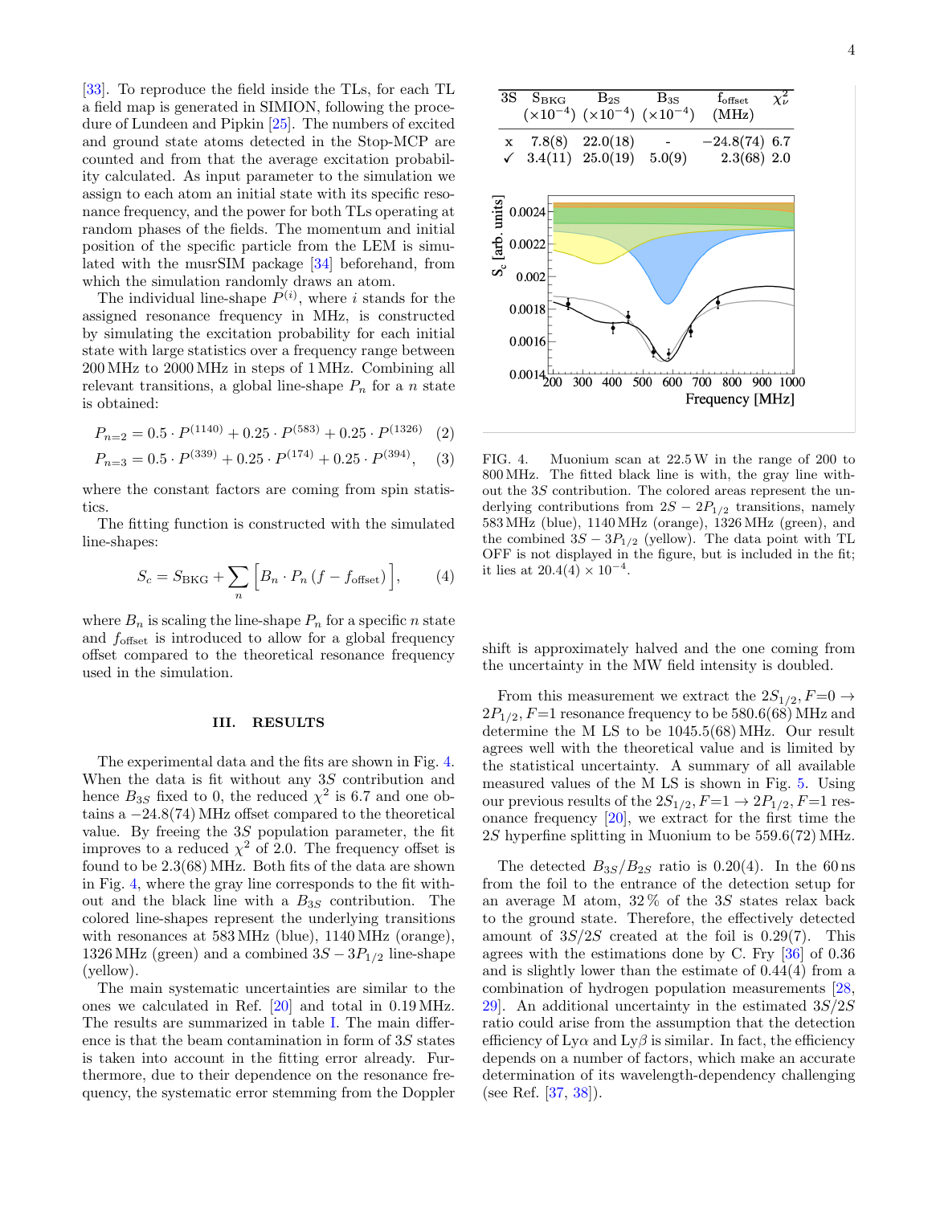[33]. To reproduce the field inside the TLs, for each TL a field map is generated in SIMION, following the procedure of Lundeen and Pipkin [25]. The numbers of excited and ground state atoms detected in the Stop-MCP are counted and from that the average excitation probability calculated. As input parameter to the simulation we assign to each atom an initial state with its specific resonance frequency, and the power for both TLs operating at random phases of the fields. The momentum and initial position of the specific particle from the LEM is simulated with the musrSIM package [34] beforehand, from which the simulation randomly draws an atom.

The individual line-shape $P^{(i)}$, where $i$ stands for the assigned resonance frequency in MHz, is constructed by simulating the excitation probability for each initial state with large statistics over a frequency range between 200 MHz to 2000 MHz in steps of 1 MHz. Combining all relevant transitions, a global line-shape $P_n$ for a $n$ state is obtained:

$$P_{n=2} = 0.5 \cdot P^{(1140)} + 0.25 \cdot P^{(583)} + 0.25 \cdot P^{(1326)} \quad (2)$$

$$P_{n=3} = 0.5 \cdot P^{(339)} + 0.25 \cdot P^{(174)} + 0.25 \cdot P^{(394)}, \quad (3)$$

where the constant factors are coming from spin statistics.

The fitting function is constructed with the simulated line-shapes:

$$S_c = S_{\mathrm{BKG}} + \sum_n \Big[ B_n \cdot P_n \left( f - f_{\mathrm{offset}} \right) \Big], \quad (4)$$

where $B_n$ is scaling the line-shape $P_n$ for a specific $n$ state and $f_{\mathrm{offset}}$ is introduced to allow for a global frequency offset compared to the theoretical resonance frequency used in the simulation.

| 3S | $S_{\mathrm{BKG}}$ ($\times 10^{-4}$) | $B_{2S}$ ($\times 10^{-4}$) | $B_{3S}$ ($\times 10^{-4}$) | $f_{\mathrm{offset}}$ (MHz) | $\chi^2_\nu$ |
|---|---|---|---|---|---|
| x | 7.8(8) | 22.0(18) | - | −24.8(74) | 6.7 |
| ✓ | 3.4(11) | 25.0(19) | 5.0(9) | 2.3(68) | 2.0 |

FIG. 4. Muonium scan at 22.5 W in the range of 200 to 800 MHz. The fitted black line is with, the gray line without the $3S$ contribution. The colored areas represent the underlying contributions from $2S - 2P_{1/2}$ transitions, namely 583 MHz (blue), 1140 MHz (orange), 1326 MHz (green), and the combined $3S - 3P_{1/2}$ (yellow). The data point with TL OFF is not displayed in the figure, but is included in the fit; it lies at $20.4(4) \times 10^{-4}$.

## III. RESULTS

The experimental data and the fits are shown in Fig. 4. When the data is fit without any $3S$ contribution and hence $B_{3S}$ fixed to 0, the reduced $\chi^2$ is 6.7 and one obtains a −24.8(74) MHz offset compared to the theoretical value. By freeing the $3S$ population parameter, the fit improves to a reduced $\chi^2$ of 2.0. The frequency offset is found to be 2.3(68) MHz. Both fits of the data are shown in Fig. 4, where the gray line corresponds to the fit without and the black line with a $B_{3S}$ contribution. The colored line-shapes represent the underlying transitions with resonances at 583 MHz (blue), 1140 MHz (orange), 1326 MHz (green) and a combined $3S - 3P_{1/2}$ line-shape (yellow).

The main systematic uncertainties are similar to the ones we calculated in Ref. [20] and total in 0.19 MHz. The results are summarized in table I. The main difference is that the beam contamination in form of $3S$ states is taken into account in the fitting error already. Furthermore, due to their dependence on the resonance frequency, the systematic error stemming from the Doppler shift is approximately halved and the one coming from the uncertainty in the MW field intensity is doubled.

From this measurement we extract the $2S_{1/2}, F{=}0 \rightarrow 2P_{1/2}, F{=}1$ resonance frequency to be 580.6(68) MHz and determine the M LS to be 1045.5(68) MHz. Our result agrees well with the theoretical value and is limited by the statistical uncertainty. A summary of all available measured values of the M LS is shown in Fig. 5. Using our previous results of the $2S_{1/2}, F{=}1 \rightarrow 2P_{1/2}, F{=}1$ resonance frequency [20], we extract for the first time the $2S$ hyperfine splitting in Muonium to be 559.6(72) MHz.

The detected $B_{3S}/B_{2S}$ ratio is 0.20(4). In the 60 ns from the foil to the entrance of the detection setup for an average M atom, 32 % of the $3S$ states relax back to the ground state. Therefore, the effectively detected amount of $3S/2S$ created at the foil is 0.29(7). This agrees with the estimations done by C. Fry [36] of 0.36 and is slightly lower than the estimate of 0.44(4) from a combination of hydrogen population measurements [28, 29]. An additional uncertainty in the estimated $3S/2S$ ratio could arise from the assumption that the detection efficiency of Ly$\alpha$ and Ly$\beta$ is similar. In fact, the efficiency depends on a number of factors, which make an accurate determination of its wavelength-dependency challenging (see Ref. [37, 38]).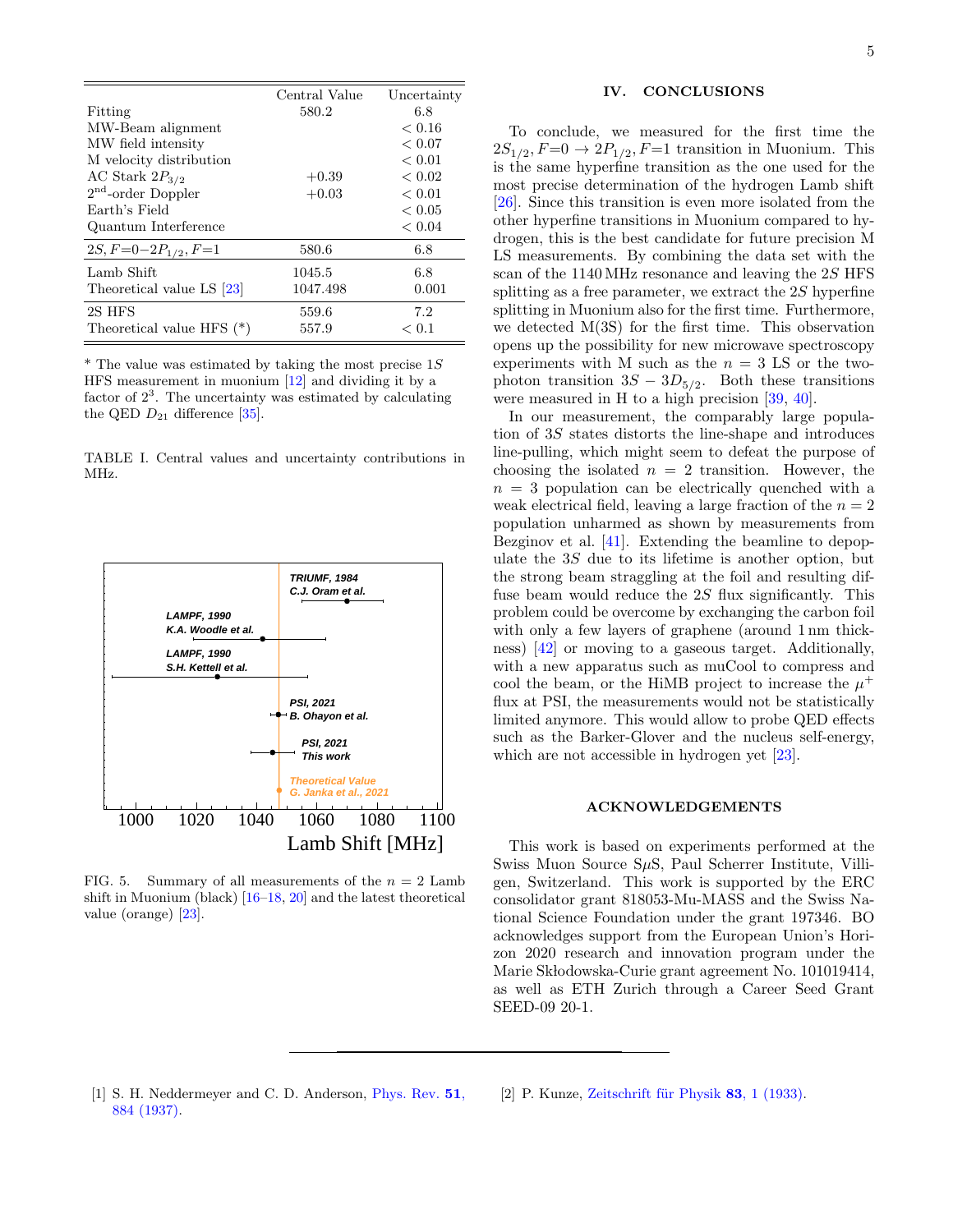| | Central Value | Uncertainty |
|---|---|---|
| Fitting | 580.2 | 6.8 |
| MW-Beam alignment | | < 0.16 |
| MW field intensity | | < 0.07 |
| M velocity distribution | | < 0.01 |
| AC Stark $2P_{3/2}$ | +0.39 | < 0.02 |
| $2^{\text{nd}}$-order Doppler | +0.03 | < 0.01 |
| Earth's Field | | < 0.05 |
| Quantum Interference | | < 0.04 |
| $2S, F{=}0{-}2P_{1/2}, F{=}1$ | 580.6 | 6.8 |
| Lamb Shift | 1045.5 | 6.8 |
| Theoretical value LS [23] | 1047.498 | 0.001 |
| 2S HFS | 559.6 | 7.2 |
| Theoretical value HFS (*) | 557.9 | < 0.1 |

* The value was estimated by taking the most precise $1S$ HFS measurement in muonium [12] and dividing it by a factor of $2^3$. The uncertainty was estimated by calculating the QED $D_{21}$ difference [35].

TABLE I. Central values and uncertainty contributions in MHz.

FIG. 5. Summary of all measurements of the $n = 2$ Lamb shift in Muonium (black) [16–18, 20] and the latest theoretical value (orange) [23].

## IV. CONCLUSIONS

To conclude, we measured for the first time the $2S_{1/2}, F{=}0 \rightarrow 2P_{1/2}, F{=}1$ transition in Muonium. This is the same hyperfine transition as the one used for the most precise determination of the hydrogen Lamb shift [26]. Since this transition is even more isolated from the other hyperfine transitions in Muonium compared to hydrogen, this is the best candidate for future precision M LS measurements. By combining the data set with the scan of the 1140 MHz resonance and leaving the $2S$ HFS splitting as a free parameter, we extract the $2S$ hyperfine splitting in Muonium also for the first time. Furthermore, we detected M(3S) for the first time. This observation opens up the possibility for new microwave spectroscopy experiments with M such as the $n = 3$ LS or the two-photon transition $3S - 3D_{5/2}$. Both these transitions were measured in H to a high precision [39, 40].

In our measurement, the comparably large population of $3S$ states distorts the line-shape and introduces line-pulling, which might seem to defeat the purpose of choosing the isolated $n = 2$ transition. However, the $n = 3$ population can be electrically quenched with a weak electrical field, leaving a large fraction of the $n = 2$ population unharmed as shown by measurements from Bezginov et al. [41]. Extending the beamline to depopulate the $3S$ due to its lifetime is another option, but the strong beam straggling at the foil and resulting diffuse beam would reduce the $2S$ flux significantly. This problem could be overcome by exchanging the carbon foil with only a few layers of graphene (around 1 nm thickness) [42] or moving to a gaseous target. Additionally, with a new apparatus such as muCool to compress and cool the beam, or the HiMB project to increase the $\mu^+$ flux at PSI, the measurements would not be statistically limited anymore. This would allow to probe QED effects such as the Barker-Glover and the nucleus self-energy, which are not accessible in hydrogen yet [23].

## ACKNOWLEDGEMENTS

This work is based on experiments performed at the Swiss Muon Source S$\mu$S, Paul Scherrer Institute, Villigen, Switzerland. This work is supported by the ERC consolidator grant 818053-Mu-MASS and the Swiss National Science Foundation under the grant 197346. BO acknowledges support from the European Union's Horizon 2020 research and innovation program under the Marie Skłodowska-Curie grant agreement No. 101019414, as well as ETH Zurich through a Career Seed Grant SEED-09 20-1.

---

[1] S. H. Neddermeyer and C. D. Anderson, Phys. Rev. **51**, 884 (1937).

[2] P. Kunze, Zeitschrift für Physik **83**, 1 (1933).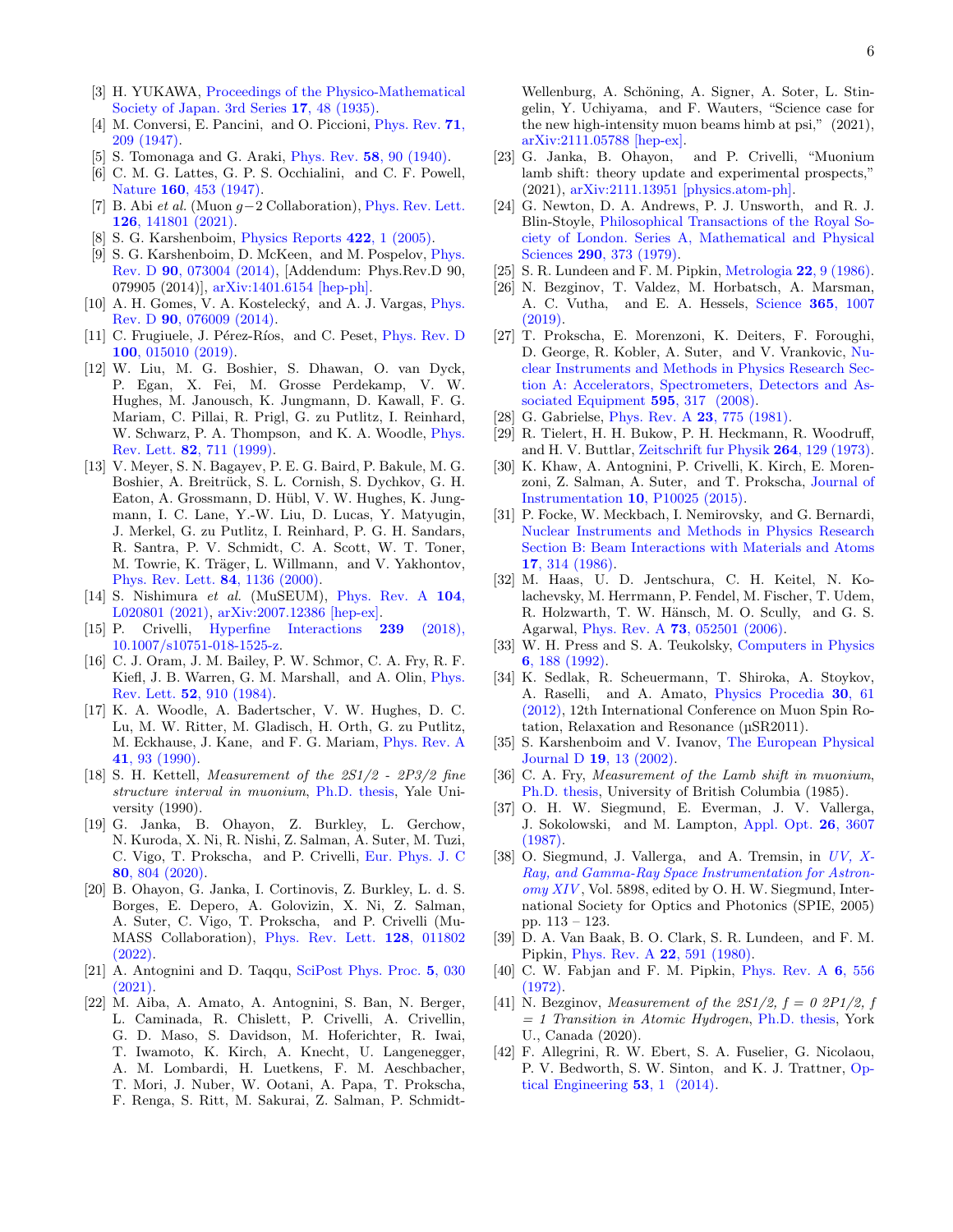[3] H. YUKAWA, Proceedings of the Physico-Mathematical Society of Japan. 3rd Series **17**, 48 (1935).

[4] M. Conversi, E. Pancini, and O. Piccioni, Phys. Rev. **71**, 209 (1947).

[5] S. Tomonaga and G. Araki, Phys. Rev. **58**, 90 (1940).

[6] C. M. G. Lattes, G. P. S. Occhialini, and C. F. Powell, Nature **160**, 453 (1947).

[7] B. Abi *et al.* (Muon $g-2$ Collaboration), Phys. Rev. Lett. **126**, 141801 (2021).

[8] S. G. Karshenboim, Physics Reports **422**, 1 (2005).

[9] S. G. Karshenboim, D. McKeen, and M. Pospelov, Phys. Rev. D **90**, 073004 (2014), [Addendum: Phys.Rev.D 90, 079905 (2014)], arXiv:1401.6154 [hep-ph].

[10] A. H. Gomes, V. A. Kostelecký, and A. J. Vargas, Phys. Rev. D **90**, 076009 (2014).

[11] C. Frugiuele, J. Pérez-Ríos, and C. Peset, Phys. Rev. D **100**, 015010 (2019).

[12] W. Liu, M. G. Boshier, S. Dhawan, O. van Dyck, P. Egan, X. Fei, M. Grosse Perdekamp, V. W. Hughes, M. Janousch, K. Jungmann, D. Kawall, F. G. Mariam, C. Pillai, R. Prigl, G. zu Putlitz, I. Reinhard, W. Schwarz, P. A. Thompson, and K. A. Woodle, Phys. Rev. Lett. **82**, 711 (1999).

[13] V. Meyer, S. N. Bagayev, P. E. G. Baird, P. Bakule, M. G. Boshier, A. Breitrück, S. L. Cornish, S. Dychkov, G. H. Eaton, A. Grossmann, D. Hübl, V. W. Hughes, K. Jungmann, I. C. Lane, Y.-W. Liu, D. Lucas, Y. Matyugin, J. Merkel, G. zu Putlitz, I. Reinhard, P. G. H. Sandars, R. Santra, P. V. Schmidt, C. A. Scott, W. T. Toner, M. Towrie, K. Träger, L. Willmann, and V. Yakhontov, Phys. Rev. Lett. **84**, 1136 (2000).

[14] S. Nishimura *et al.* (MuSEUM), Phys. Rev. A **104**, L020801 (2021), arXiv:2007.12386 [hep-ex].

[15] P. Crivelli, Hyperfine Interactions **239** (2018), 10.1007/s10751-018-1525-z.

[16] C. J. Oram, J. M. Bailey, P. W. Schmor, C. A. Fry, R. F. Kiefl, J. B. Warren, G. M. Marshall, and A. Olin, Phys. Rev. Lett. **52**, 910 (1984).

[17] K. A. Woodle, A. Badertscher, V. W. Hughes, D. C. Lu, M. W. Ritter, M. Gladisch, H. Orth, G. zu Putlitz, M. Eckhause, J. Kane, and F. G. Mariam, Phys. Rev. A **41**, 93 (1990).

[18] S. H. Kettell, *Measurement of the 2S1/2 - 2P3/2 fine structure interval in muonium*, Ph.D. thesis, Yale University (1990).

[19] G. Janka, B. Ohayon, Z. Burkley, L. Gerchow, N. Kuroda, X. Ni, R. Nishi, Z. Salman, A. Suter, M. Tuzi, C. Vigo, T. Prokscha, and P. Crivelli, Eur. Phys. J. C **80**, 804 (2020).

[20] B. Ohayon, G. Janka, I. Cortinovis, Z. Burkley, L. d. S. Borges, E. Depero, A. Golovizin, X. Ni, Z. Salman, A. Suter, C. Vigo, T. Prokscha, and P. Crivelli (Mu-MASS Collaboration), Phys. Rev. Lett. **128**, 011802 (2022).

[21] A. Antognini and D. Taqqu, SciPost Phys. Proc. **5**, 030 (2021).

[22] M. Aiba, A. Amato, A. Antognini, S. Ban, N. Berger, L. Caminada, R. Chislett, P. Crivelli, A. Crivellin, G. D. Maso, S. Davidson, M. Hoferichter, R. Iwai, T. Iwamoto, K. Kirch, A. Knecht, U. Langenegger, A. M. Lombardi, H. Luetkens, F. M. Aeschbacher, T. Mori, J. Nuber, W. Ootani, A. Papa, T. Prokscha, F. Renga, S. Ritt, M. Sakurai, Z. Salman, P. Schmidt-Wellenburg, A. Schöning, A. Signer, A. Soter, L. Stingelin, Y. Uchiyama, and F. Wauters, "Science case for the new high-intensity muon beams himb at psi," (2021), arXiv:2111.05788 [hep-ex].

[23] G. Janka, B. Ohayon, and P. Crivelli, "Muonium lamb shift: theory update and experimental prospects," (2021), arXiv:2111.13951 [physics.atom-ph].

[24] G. Newton, D. A. Andrews, P. J. Unsworth, and R. J. Blin-Stoyle, Philosophical Transactions of the Royal Society of London. Series A, Mathematical and Physical Sciences **290**, 373 (1979).

[25] S. R. Lundeen and F. M. Pipkin, Metrologia **22**, 9 (1986).

[26] N. Bezginov, T. Valdez, M. Horbatsch, A. Marsman, A. C. Vutha, and E. A. Hessels, Science **365**, 1007 (2019).

[27] T. Prokscha, E. Morenzoni, K. Deiters, F. Foroughi, D. George, R. Kobler, A. Suter, and V. Vrankovic, Nuclear Instruments and Methods in Physics Research Section A: Accelerators, Spectrometers, Detectors and Associated Equipment **595**, 317 (2008).

[28] G. Gabrielse, Phys. Rev. A **23**, 775 (1981).

[29] R. Tielert, H. H. Bukow, P. H. Heckmann, R. Woodruff, and H. V. Buttlar, Zeitschrift fur Physik **264**, 129 (1973).

[30] K. Khaw, A. Antognini, P. Crivelli, K. Kirch, E. Morenzoni, Z. Salman, A. Suter, and T. Prokscha, Journal of Instrumentation **10**, P10025 (2015).

[31] P. Focke, W. Meckbach, I. Nemirovsky, and G. Bernardi, Nuclear Instruments and Methods in Physics Research Section B: Beam Interactions with Materials and Atoms **17**, 314 (1986).

[32] M. Haas, U. D. Jentschura, C. H. Keitel, N. Kolachevsky, M. Herrmann, P. Fendel, M. Fischer, T. Udem, R. Holzwarth, T. W. Hänsch, M. O. Scully, and G. S. Agarwal, Phys. Rev. A **73**, 052501 (2006).

[33] W. H. Press and S. A. Teukolsky, Computers in Physics **6**, 188 (1992).

[34] K. Sedlak, R. Scheuermann, T. Shiroka, A. Stoykov, A. Raselli, and A. Amato, Physics Procedia **30**, 61 (2012), 12th International Conference on Muon Spin Rotation, Relaxation and Resonance (µSR2011).

[35] S. Karshenboim and V. Ivanov, The European Physical Journal D **19**, 13 (2002).

[36] C. A. Fry, *Measurement of the Lamb shift in muonium*, Ph.D. thesis, University of British Columbia (1985).

[37] O. H. W. Siegmund, E. Everman, J. V. Vallerga, J. Sokolowski, and M. Lampton, Appl. Opt. **26**, 3607 (1987).

[38] O. Siegmund, J. Vallerga, and A. Tremsin, in *UV, X-Ray, and Gamma-Ray Space Instrumentation for Astronomy XIV*, Vol. 5898, edited by O. H. W. Siegmund, International Society for Optics and Photonics (SPIE, 2005) pp. 113 – 123.

[39] D. A. Van Baak, B. O. Clark, S. R. Lundeen, and F. M. Pipkin, Phys. Rev. A **22**, 591 (1980).

[40] C. W. Fabjan and F. M. Pipkin, Phys. Rev. A **6**, 556 (1972).

[41] N. Bezginov, *Measurement of the 2S1/2, f = 0 2P1/2, f = 1 Transition in Atomic Hydrogen*, Ph.D. thesis, York U., Canada (2020).

[42] F. Allegrini, R. W. Ebert, S. A. Fuselier, G. Nicolaou, P. V. Bedworth, S. W. Sinton, and K. J. Trattner, Optical Engineering **53**, 1 (2014).